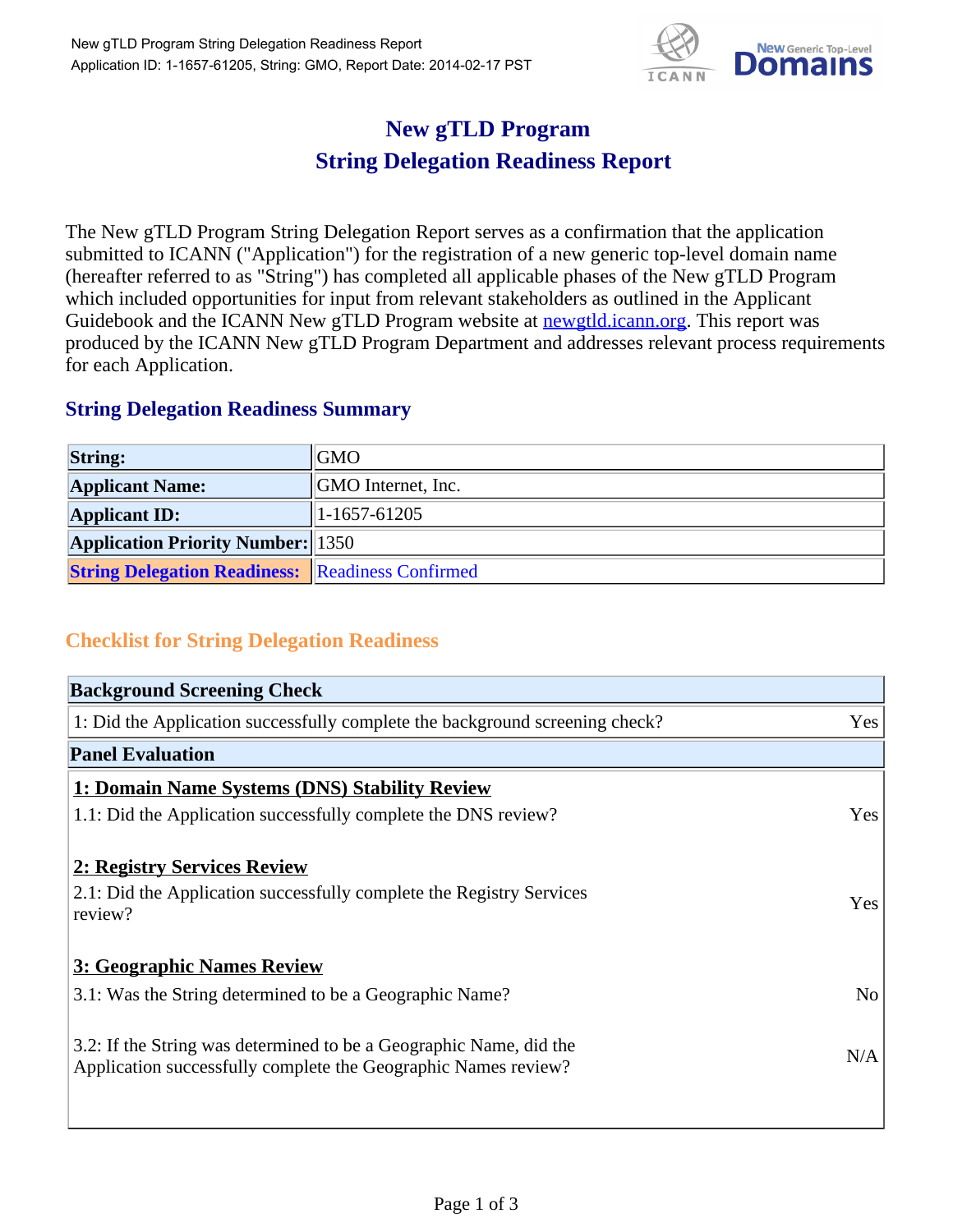# New gTLD Program
# String Delegation Readiness Report

The New gTLD Program String Delegation Report serves as a confirmation that the application submitted to ICANN ("Application") for the registration of a new generic top-level domain name (hereafter referred to as "String") has completed all applicable phases of the New gTLD Program which included opportunities for input from relevant stakeholders as outlined in the Applicant Guidebook and the ICANN New gTLD Program website at newgtld.icann.org. This report was produced by the ICANN New gTLD Program Department and addresses relevant process requirements for each Application.

## String Delegation Readiness Summary

| | |
|---|---|
| **String:** | GMO |
| **Applicant Name:** | GMO Internet, Inc. |
| **Applicant ID:** | 1-1657-61205 |
| **Application Priority Number:** | 1350 |
| **String Delegation Readiness:** | Readiness Confirmed |

## Checklist for String Delegation Readiness

| **Background Screening Check** | |
|---|---|
| 1: Did the Application successfully complete the background screening check? | Yes |
| **Panel Evaluation** | |
| **1: Domain Name Systems (DNS) Stability Review** | |
| 1.1: Did the Application successfully complete the DNS review? | Yes |
| **2: Registry Services Review** | |
| 2.1: Did the Application successfully complete the Registry Services review? | Yes |
| **3: Geographic Names Review** | |
| 3.1: Was the String determined to be a Geographic Name? | No |
| 3.2: If the String was determined to be a Geographic Name, did the Application successfully complete the Geographic Names review? | N/A |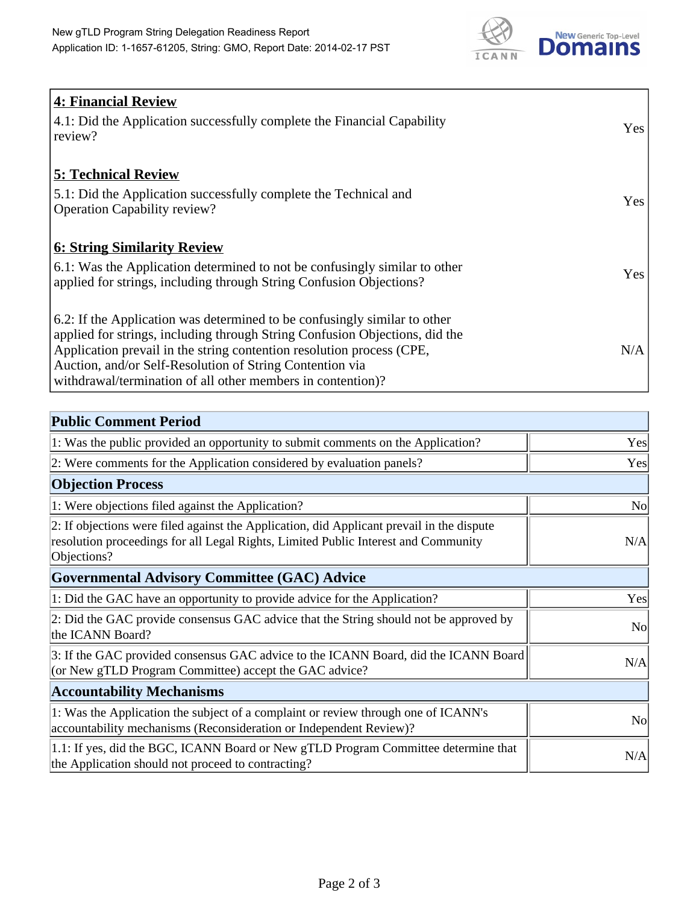| **4: Financial Review** | |
|---|---|
| 4.1: Did the Application successfully complete the Financial Capability review? | Yes |
| **5: Technical Review** | |
| 5.1: Did the Application successfully complete the Technical and Operation Capability review? | Yes |
| **6: String Similarity Review** | |
| 6.1: Was the Application determined to not be confusingly similar to other applied for strings, including through String Confusion Objections? | Yes |
| 6.2: If the Application was determined to be confusingly similar to other applied for strings, including through String Confusion Objections, did the Application prevail in the string contention resolution process (CPE, Auction, and/or Self-Resolution of String Contention via withdrawal/termination of all other members in contention)? | N/A |

| **Public Comment Period** | |
|---|---|
| 1: Was the public provided an opportunity to submit comments on the Application? | Yes |
| 2: Were comments for the Application considered by evaluation panels? | Yes |
| **Objection Process** | |
| 1: Were objections filed against the Application? | No |
| 2: If objections were filed against the Application, did Applicant prevail in the dispute resolution proceedings for all Legal Rights, Limited Public Interest and Community Objections? | N/A |
| **Governmental Advisory Committee (GAC) Advice** | |
| 1: Did the GAC have an opportunity to provide advice for the Application? | Yes |
| 2: Did the GAC provide consensus GAC advice that the String should not be approved by the ICANN Board? | No |
| 3: If the GAC provided consensus GAC advice to the ICANN Board, did the ICANN Board (or New gTLD Program Committee) accept the GAC advice? | N/A |
| **Accountability Mechanisms** | |
| 1: Was the Application the subject of a complaint or review through one of ICANN's accountability mechanisms (Reconsideration or Independent Review)? | No |
| 1.1: If yes, did the BGC, ICANN Board or New gTLD Program Committee determine that the Application should not proceed to contracting? | N/A |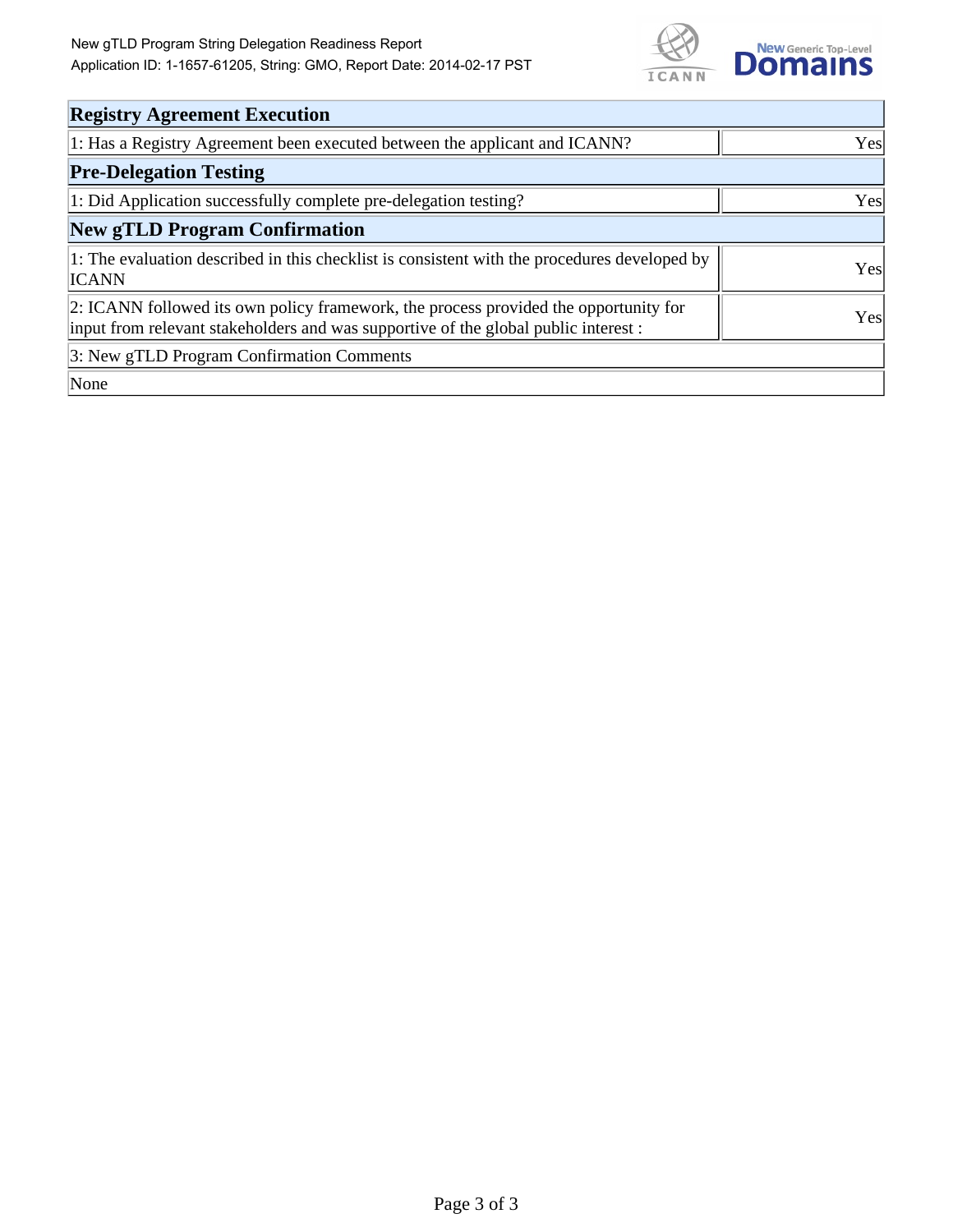## Registry Agreement Execution

| | |
|---|---|
| 1: Has a Registry Agreement been executed between the applicant and ICANN? | Yes |

## Pre-Delegation Testing

| | |
|---|---|
| 1: Did Application successfully complete pre-delegation testing? | Yes |

## New gTLD Program Confirmation

| | |
|---|---|
| 1: The evaluation described in this checklist is consistent with the procedures developed by ICANN | Yes |
| 2: ICANN followed its own policy framework, the process provided the opportunity for input from relevant stakeholders and was supportive of the global public interest : | Yes |

3: New gTLD Program Confirmation Comments

None